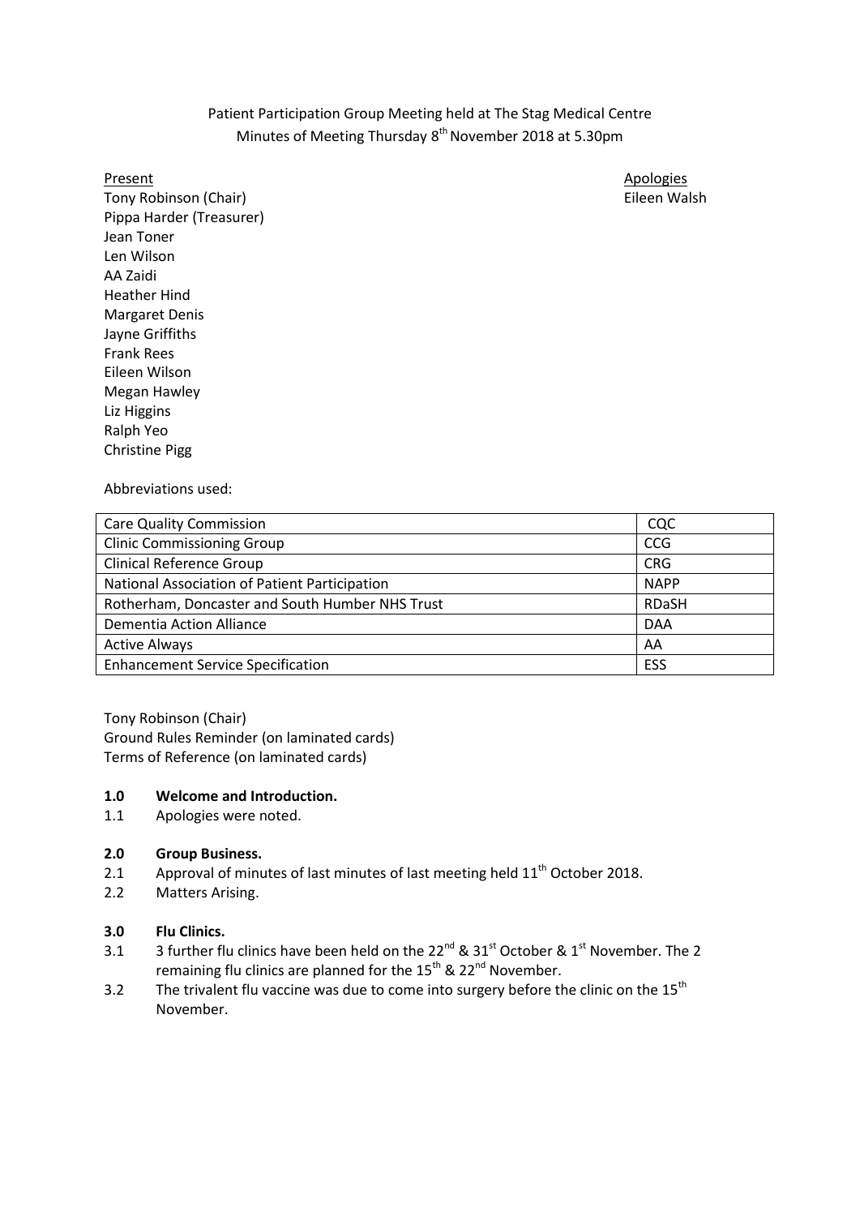Patient Participation Group Meeting held at The Stag Medical Centre
Minutes of Meeting Thursday 8th November 2018 at 5.30pm

Present
Tony Robinson (Chair)
Pippa Harder (Treasurer)
Jean Toner
Len Wilson
AA Zaidi
Heather Hind
Margaret Denis
Jayne Griffiths
Frank Rees
Eileen Wilson
Megan Hawley
Liz Higgins
Ralph Yeo
Christine Pigg

Apologies
Eileen Walsh

Abbreviations used:

| | |
|---|---|
| Care Quality Commission | CQC |
| Clinic Commissioning Group | CCG |
| Clinical Reference Group | CRG |
| National Association of Patient Participation | NAPP |
| Rotherham, Doncaster and South Humber NHS Trust | RDaSH |
| Dementia Action Alliance | DAA |
| Active Always | AA |
| Enhancement Service Specification | ESS |

Tony Robinson (Chair)
Ground Rules Reminder (on laminated cards)
Terms of Reference (on laminated cards)

**1.0 Welcome and Introduction.**

1.1 Apologies were noted.

**2.0 Group Business.**

2.1 Approval of minutes of last minutes of last meeting held 11th October 2018.

2.2 Matters Arising.

**3.0 Flu Clinics.**

3.1 3 further flu clinics have been held on the 22nd & 31st October & 1st November. The 2 remaining flu clinics are planned for the 15th & 22nd November.

3.2 The trivalent flu vaccine was due to come into surgery before the clinic on the 15th November.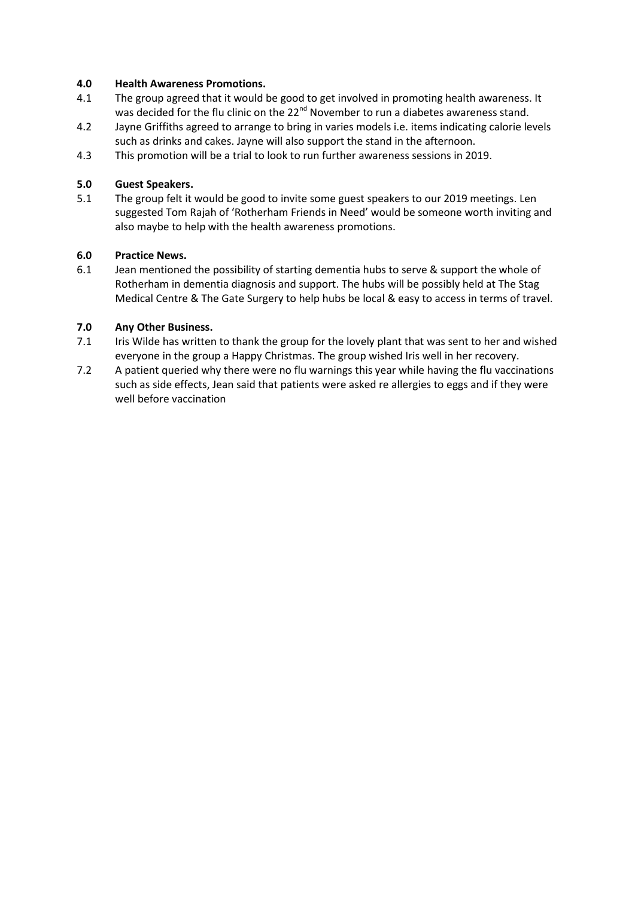### 4.0 Health Awareness Promotions.

4.1 The group agreed that it would be good to get involved in promoting health awareness. It was decided for the flu clinic on the 22nd November to run a diabetes awareness stand.

4.2 Jayne Griffiths agreed to arrange to bring in varies models i.e. items indicating calorie levels such as drinks and cakes. Jayne will also support the stand in the afternoon.

4.3 This promotion will be a trial to look to run further awareness sessions in 2019.

### 5.0 Guest Speakers.

5.1 The group felt it would be good to invite some guest speakers to our 2019 meetings. Len suggested Tom Rajah of 'Rotherham Friends in Need' would be someone worth inviting and also maybe to help with the health awareness promotions.

### 6.0 Practice News.

6.1 Jean mentioned the possibility of starting dementia hubs to serve & support the whole of Rotherham in dementia diagnosis and support. The hubs will be possibly held at The Stag Medical Centre & The Gate Surgery to help hubs be local & easy to access in terms of travel.

### 7.0 Any Other Business.

7.1 Iris Wilde has written to thank the group for the lovely plant that was sent to her and wished everyone in the group a Happy Christmas. The group wished Iris well in her recovery.

7.2 A patient queried why there were no flu warnings this year while having the flu vaccinations such as side effects, Jean said that patients were asked re allergies to eggs and if they were well before vaccination